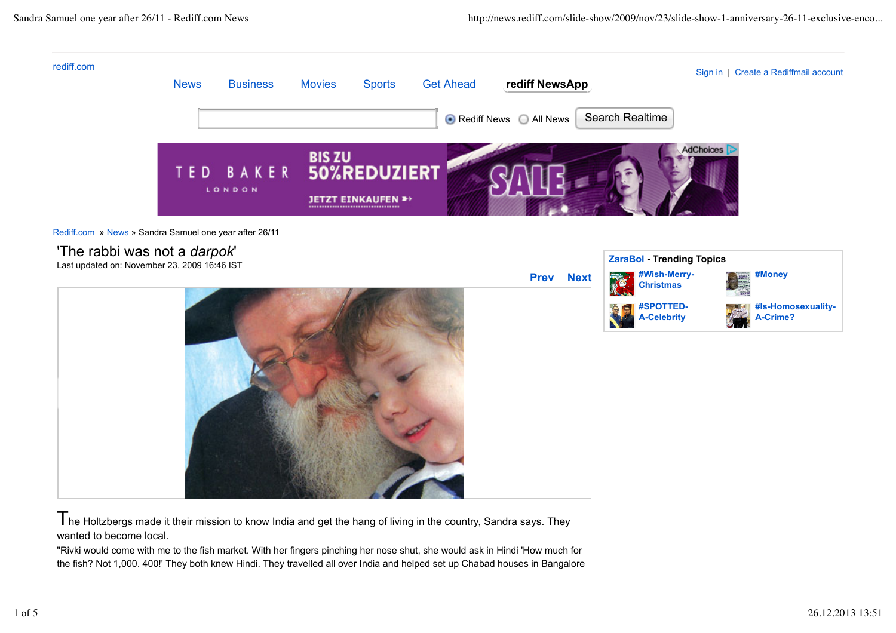rediff.com

News | Business | Movies | Sports | Get Ahead | **rediff NewsApp**

Sign in | Create a Rediffmail account

Rediff News | All News | Search Realtime

Rediff.com » News » Sandra Samuel one year after 26/11

# 'The rabbi was not a *darpok*'

Last updated on: November 23, 2009 16:46 IST

**Prev** **Next**

The Holtzbergs made it their mission to know India and get the hang of living in the country, Sandra says. They wanted to become local.

"Rivki would come with me to the fish market. With her fingers pinching her nose shut, she would ask in Hindi 'How much for the fish? Not 1,000. 400!' They both knew Hindi. They travelled all over India and helped set up Chabad houses in Bangalore

**ZaraBol - Trending Topics**

- #Wish-Merry-Christmas
- #Money
- #SPOTTED-A-Celebrity
- #Is-Homosexuality-A-Crime?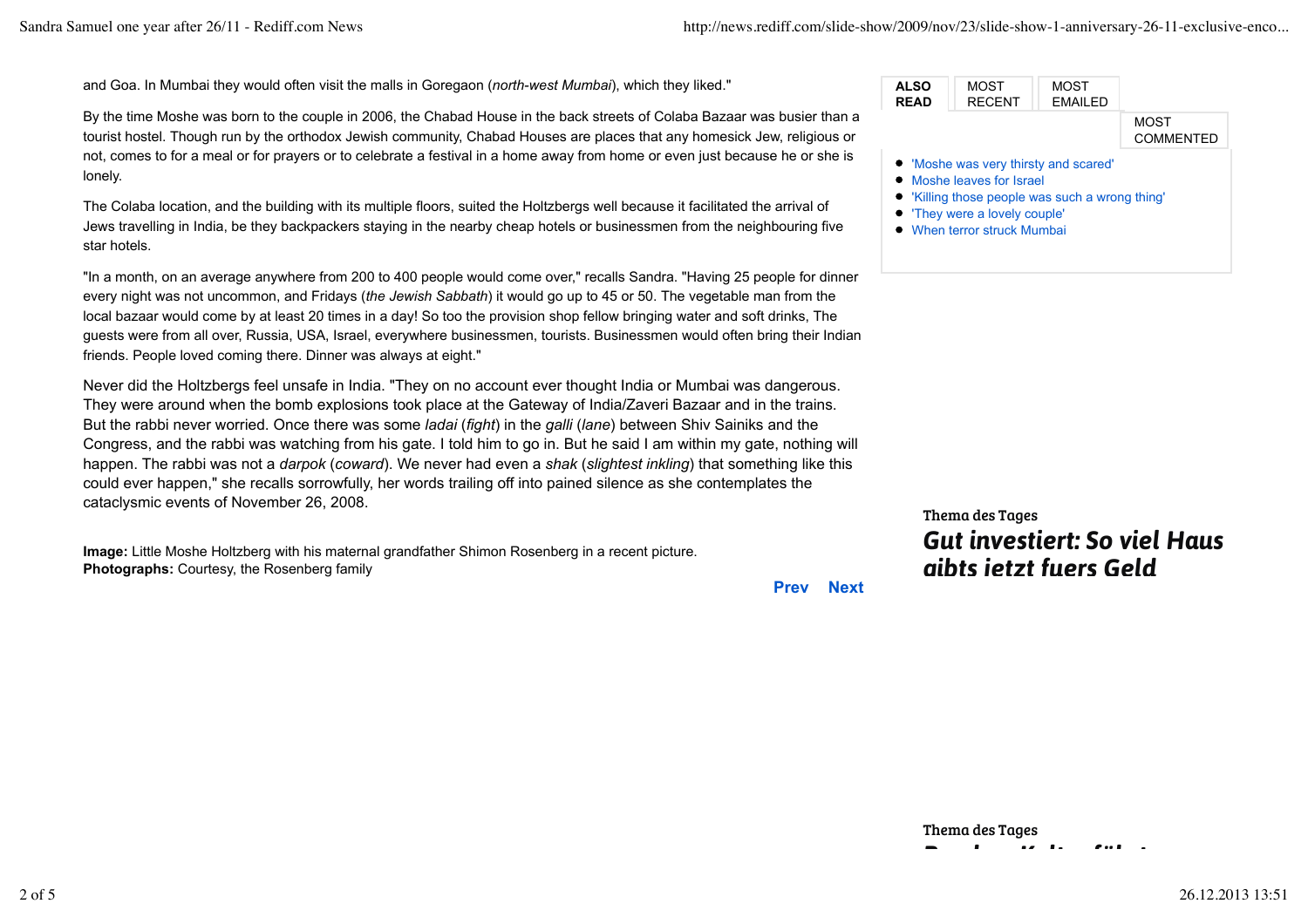and Goa. In Mumbai they would often visit the malls in Goregaon (*north-west Mumbai*), which they liked."

By the time Moshe was born to the couple in 2006, the Chabad House in the back streets of Colaba Bazaar was busier than a tourist hostel. Though run by the orthodox Jewish community, Chabad Houses are places that any homesick Jew, religious or not, comes to for a meal or for prayers or to celebrate a festival in a home away from home or even just because he or she is lonely.

The Colaba location, and the building with its multiple floors, suited the Holtzbergs well because it facilitated the arrival of Jews travelling in India, be they backpackers staying in the nearby cheap hotels or businessmen from the neighbouring five star hotels.

"In a month, on an average anywhere from 200 to 400 people would come over," recalls Sandra. "Having 25 people for dinner every night was not uncommon, and Fridays (*the Jewish Sabbath*) it would go up to 45 or 50. The vegetable man from the local bazaar would come by at least 20 times in a day! So too the provision shop fellow bringing water and soft drinks, The guests were from all over, Russia, USA, Israel, everywhere businessmen, tourists. Businessmen would often bring their Indian friends. People loved coming there. Dinner was always at eight."

Never did the Holtzbergs feel unsafe in India. "They on no account ever thought India or Mumbai was dangerous. They were around when the bomb explosions took place at the Gateway of India/Zaveri Bazaar and in the trains. But the rabbi never worried. Once there was some *ladai* (*fight*) in the *galli* (*lane*) between Shiv Sainiks and the Congress, and the rabbi was watching from his gate. I told him to go in. But he said I am within my gate, nothing will happen. The rabbi was not a *darpok* (*coward*). We never had even a *shak* (*slightest inkling*) that something like this could ever happen," she recalls sorrowfully, her words trailing off into pained silence as she contemplates the cataclysmic events of November 26, 2008.

**Image:** Little Moshe Holtzberg with his maternal grandfather Shimon Rosenberg in a recent picture.
**Photographs:** Courtesy, the Rosenberg family

**Prev** **Next**

**ALSO READ** | MOST RECENT | MOST EMAILED | MOST COMMENTED

- 'Moshe was very thirsty and scared'
- Moshe leaves for Israel
- 'Killing those people was such a wrong thing'
- 'They were a lovely couple'
- When terror struck Mumbai

Thema des Tages

***Gut investiert: So viel Haus gibts jetzt fuers Geld***

Thema des Tages